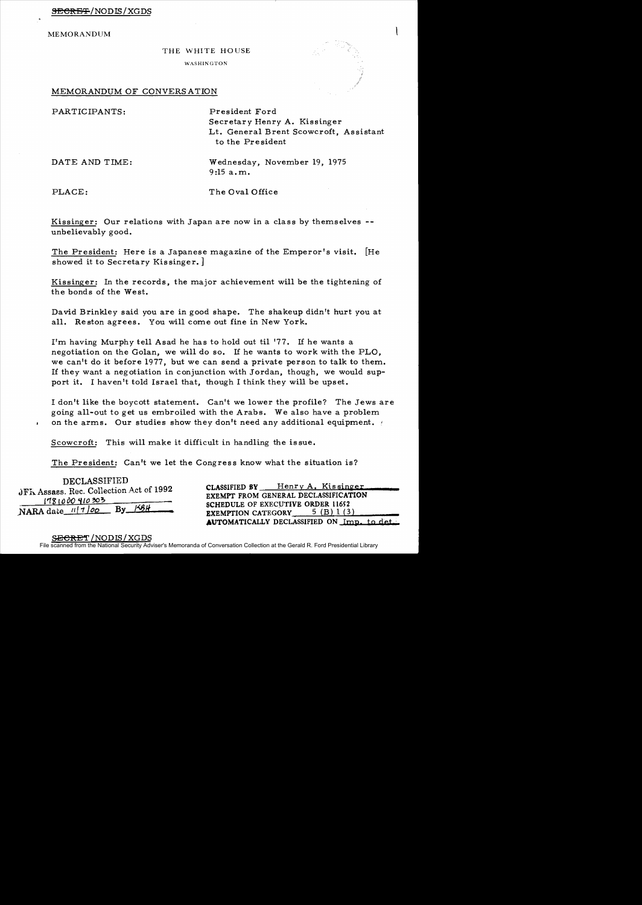SECRET/NODIS/XGDS

MEMORANDUM

THE WHITE HOUSE

WASHINGTON

MEMORANDUM OF CONVERSATION

PARTICIPANTS: President Ford
Secretary Henry A. Kissinger
Lt. General Brent Scowcroft, Assistant to the President

DATE AND TIME: Wednesday, November 19, 1975
9:15 a.m.

PLACE: The Oval Office

Kissinger: Our relations with Japan are now in a class by themselves -- unbelievably good.

The President: Here is a Japanese magazine of the Emperor's visit. [He showed it to Secretary Kissinger.]

Kissinger: In the records, the major achievement will be the tightening of the bonds of the West.

David Brinkley said you are in good shape. The shakeup didn't hurt you at all. Reston agrees. You will come out fine in New York.

I'm having Murphy tell Asad he has to hold out til '77. If he wants a negotiation on the Golan, we will do so. If he wants to work with the PLO, we can't do it before 1977, but we can send a private person to talk to them. If they want a negotiation in conjunction with Jordan, though, we would support it. I haven't told Israel that, though I think they will be upset.

I don't like the boycott statement. Can't we lower the profile? The Jews are going all-out to get us embroiled with the Arabs. We also have a problem on the arms. Our studies show they don't need any additional equipment.

Scowcroft: This will make it difficult in handling the issue.

The President: Can't we let the Congress know what the situation is?

DECLASSIFIED
JFK Assass. Rec. Collection Act of 1992
178100 410303
NARA date 11/7/00 By KBH

CLASSIFIED BY Henry A. Kissinger
EXEMPT FROM GENERAL DECLASSIFICATION SCHEDULE OF EXECUTIVE ORDER 11652
EXEMPTION CATEGORY 5 (B) 1 (3)
AUTOMATICALLY DECLASSIFIED ON Imp. to det.

SECRET/NODIS/XGDS

File scanned from the National Security Adviser's Memoranda of Conversation Collection at the Gerald R. Ford Presidential Library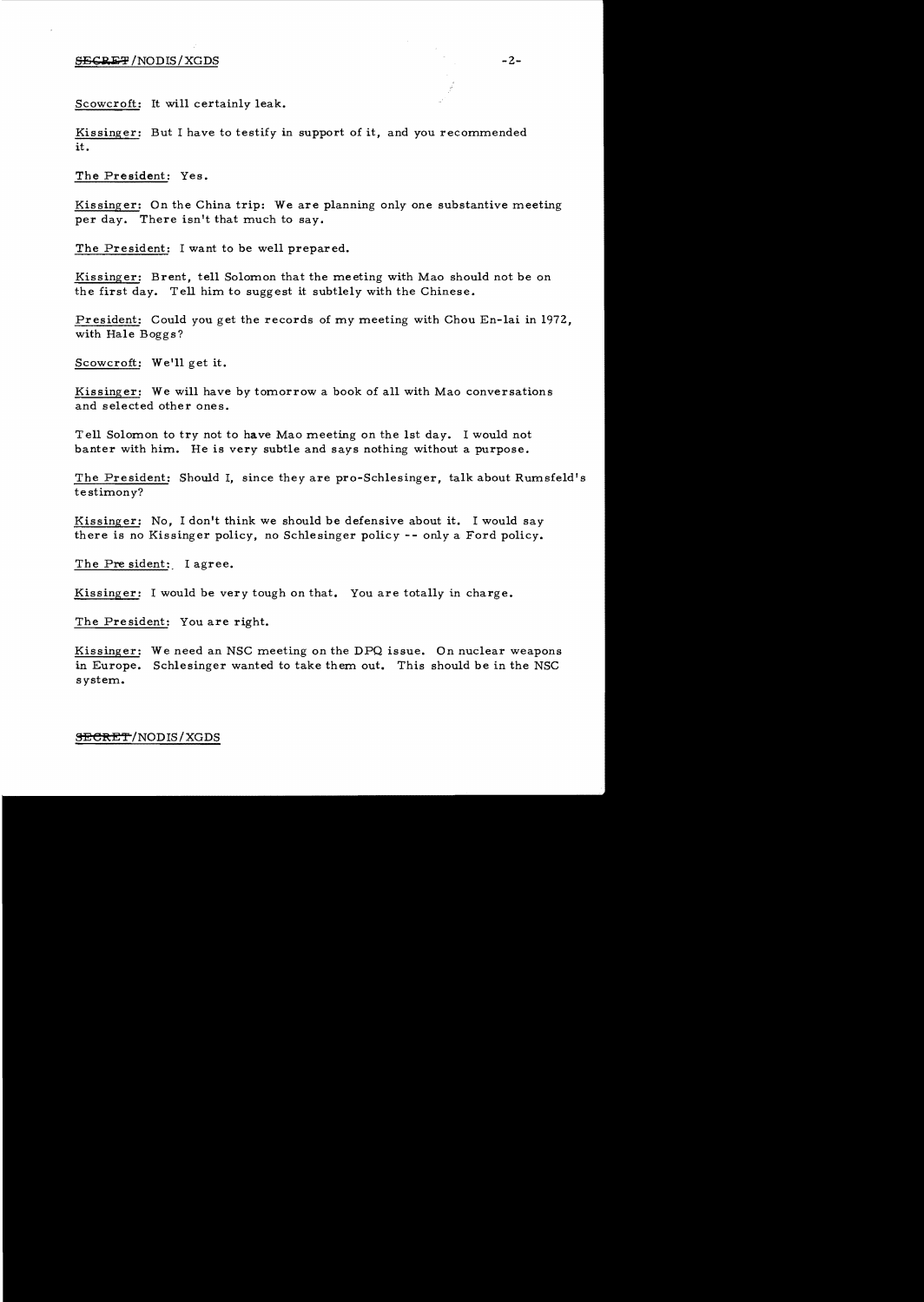Scowcroft: It will certainly leak.

Kissinger: But I have to testify in support of it, and you recommended it.

The President: Yes.

Kissinger: On the China trip: We are planning only one substantive meeting per day. There isn't that much to say.

The President: I want to be well prepared.

Kissinger: Brent, tell Solomon that the meeting with Mao should not be on the first day. Tell him to suggest it subtlely with the Chinese.

President: Could you get the records of my meeting with Chou En-lai in 1972, with Hale Boggs?

Scowcroft: We'll get it.

Kissinger: We will have by tomorrow a book of all with Mao conversations and selected other ones.

Tell Solomon to try not to have Mao meeting on the 1st day. I would not banter with him. He is very subtle and says nothing without a purpose.

The President: Should I, since they are pro-Schlesinger, talk about Rumsfeld's testimony?

Kissinger: No, I don't think we should be defensive about it. I would say there is no Kissinger policy, no Schlesinger policy -- only a Ford policy.

The President: I agree.

Kissinger: I would be very tough on that. You are totally in charge.

The President: You are right.

Kissinger: We need an NSC meeting on the DPQ issue. On nuclear weapons in Europe. Schlesinger wanted to take them out. This should be in the NSC system.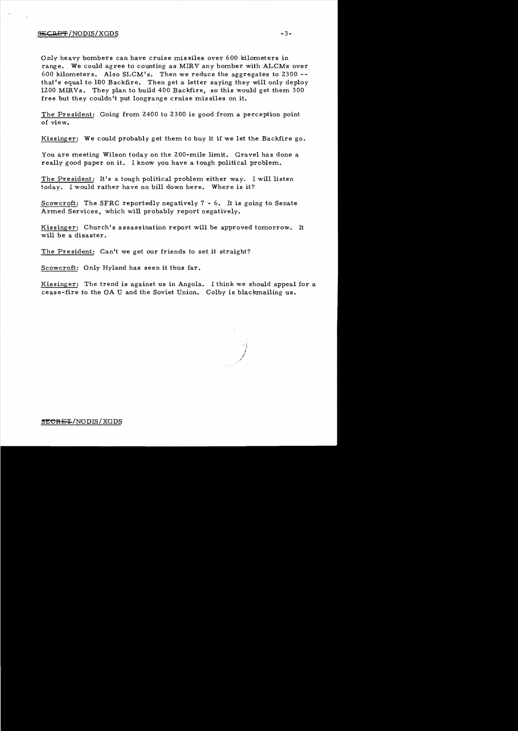Only heavy bombers can have cruise missiles over 600 kilometers in range. We could agree to counting as MIRV any bomber with ALCMs over 600 kilometers. Also SLCM's. Then we reduce the aggregates to 2300 -- that's equal to 100 Backfire. Then get a letter saying they will only deploy 1200 MIRVs. They plan to build 400 Backfire, so this would get them 300 free but they couldn't put longrange cruise missiles on it.

The President: Going from 2400 to 2300 is good from a perception point of view.

Kissinger: We could probably get them to buy it if we let the Backfire go.

You are meeting Wilson today on the 200-mile limit. Gravel has done a really good paper on it. I know you have a tough political problem.

The President: It's a tough political problem either way. I will listen today. I would rather have no bill down here. Where is it?

Scowcroft: The SFRC reportedly negatively 7 - 6. It is going to Senate Armed Services, which will probably report negatively.

Kissinger: Church's assassination report will be approved tomorrow. It will be a disaster.

The President: Can't we get our friends to set it straight?

Scowcroft: Only Hyland has seen it thus far.

Kissinger: The trend is against us in Angola. I think we should appeal for a cease-fire to the OAU and the Soviet Union. Colby is blackmailing us.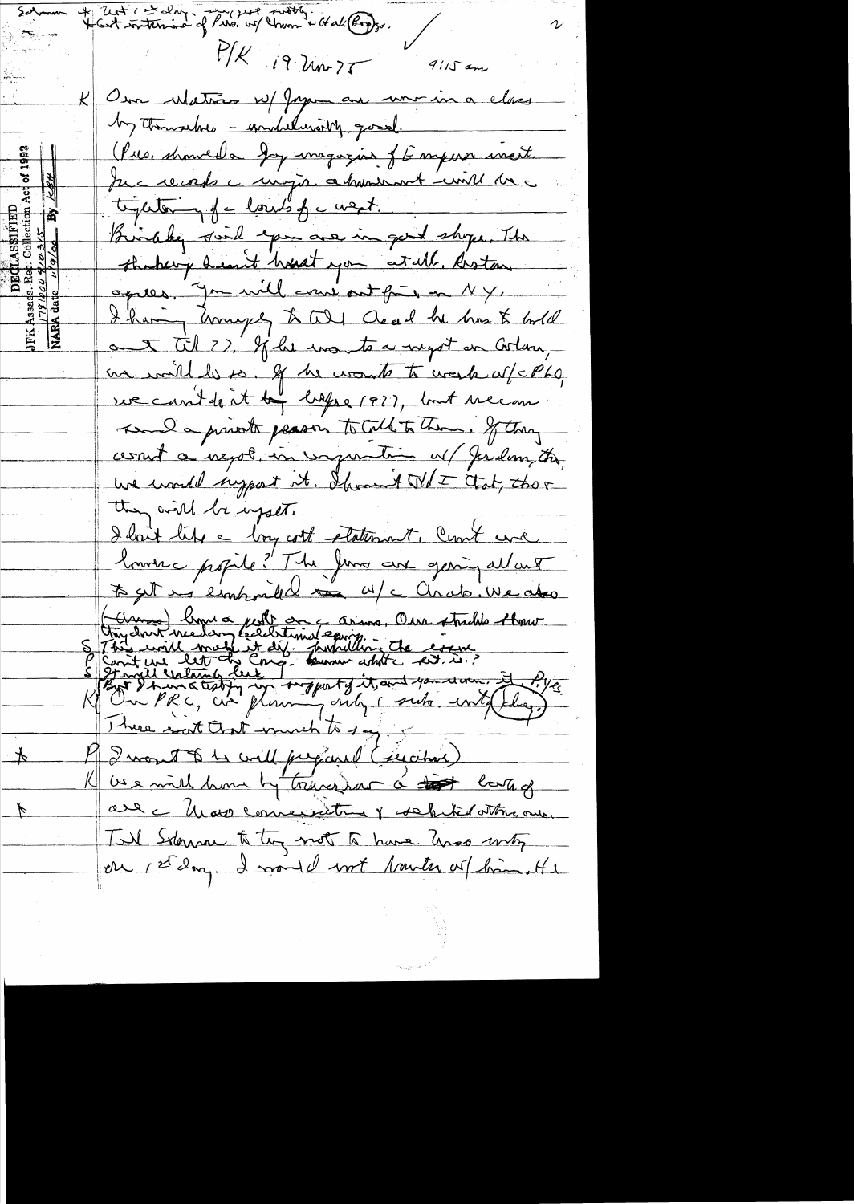Solomon + Not 1st day, suggest softly. + Cut mention of Pres. w/ Chou + Hak (Bigs).

P/K 19 Nov 75 9:15 am

K Our relations w/ Japan are now in a class by themselves — undoubtedly good.

(Pres. showed a Jap magazine of Emperor visit.

Pres. records a major achievement will be a tightening of the bonds of the west.

Brinkley said you are in good shape. The Thanksgiving hasn't hurt you at all. Boston agrees. You will come out fine on NY.

I having trouble to tell Asad he has to hold out til 77. If he wants a negot on Golan, we will do so. If he wants to work w/ PLO, we can't do it before 1977, but we can send a private person to talk to them. If they want a negot. in conjunction w/ Jordan, the, we would support it. I haven't told I that, tho they will be upset.

I don't like a boycott statement. Can't we lower the profile? The Jews are going all out to get us embroiled w/ the Arabs. We also

(Arms) have a problem on the arms. Our studies show they don't need any additional equip.

S This will make it diff. handling the issue

P Can't we let the Cong. [?] what it is?

S It will certainly leak

[But I have a testify in support of it, and you know. It, Pres.

K On PRC, we planning only 1 sub. unty (Chou)

There isn't that much to say.

\* P I want to be well prepared (Scratch)

\* K We will have by Tuesday a brief book of all the Mao conversations & selected others.

Tell Solomon to try not to have Mao mtg on 1st day. I would not brief w/ him. He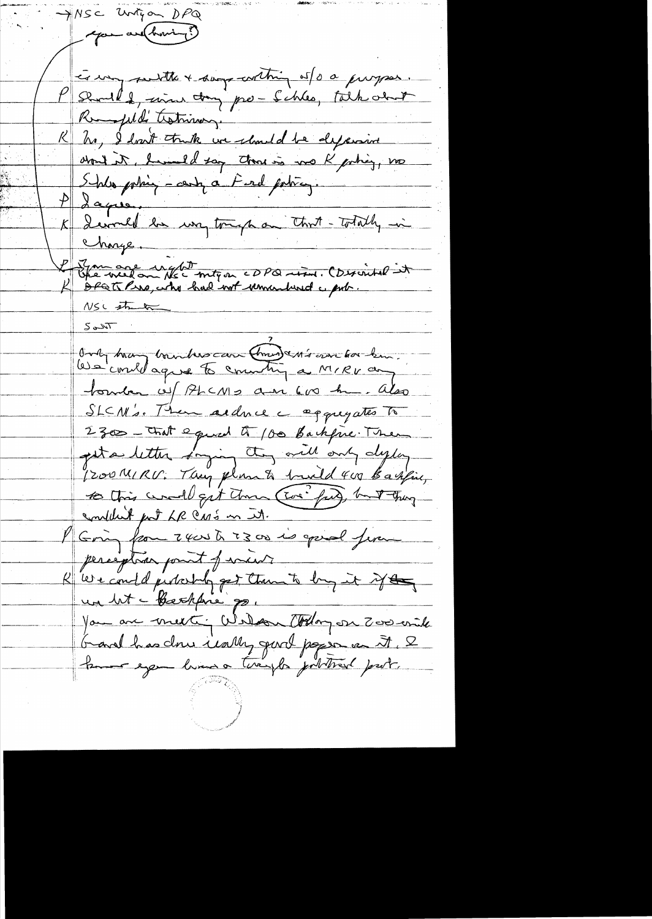→ NSC Untiga DPQ
you are having?

is very subtle + says nothing w/o a purpose.

P Should I, since they pro-Schles, talk about Rumsfeld's testimony.

K No, I don't think we should be defensive about it, I would say there is no K policy, no Schles policy – only a Ford policy.

P I agree.

K I would be very tough on that – totally in charge.

P If you are right on NSC mtg on DPQ issue. (Described it
K DPQ Pres, who had not remembered a part.

NSC stuff

SALT

Only heavy bombers can (turn?) ALCM's over 600 km.
We could agree to counting a MIRV any bomber w/ ALCMs over 600 km. Also SLCM's. Then reduce a aggregates to 2300 – that equal to 100 Backfire. Then get a letter saying they will only deploy 1200 MIRV. They plan to build 400 Backfire, so this would get them (?) but they couldn't put LR CM's on it.

P Going from 2400 to 2300 is good from perception point of view.

K We could probably get them to buy it if they we let – Backfire go.

You are meeting Wilson Tuesday on 200-mile. Grand has done really good paper on it. I know you have a tough political prob.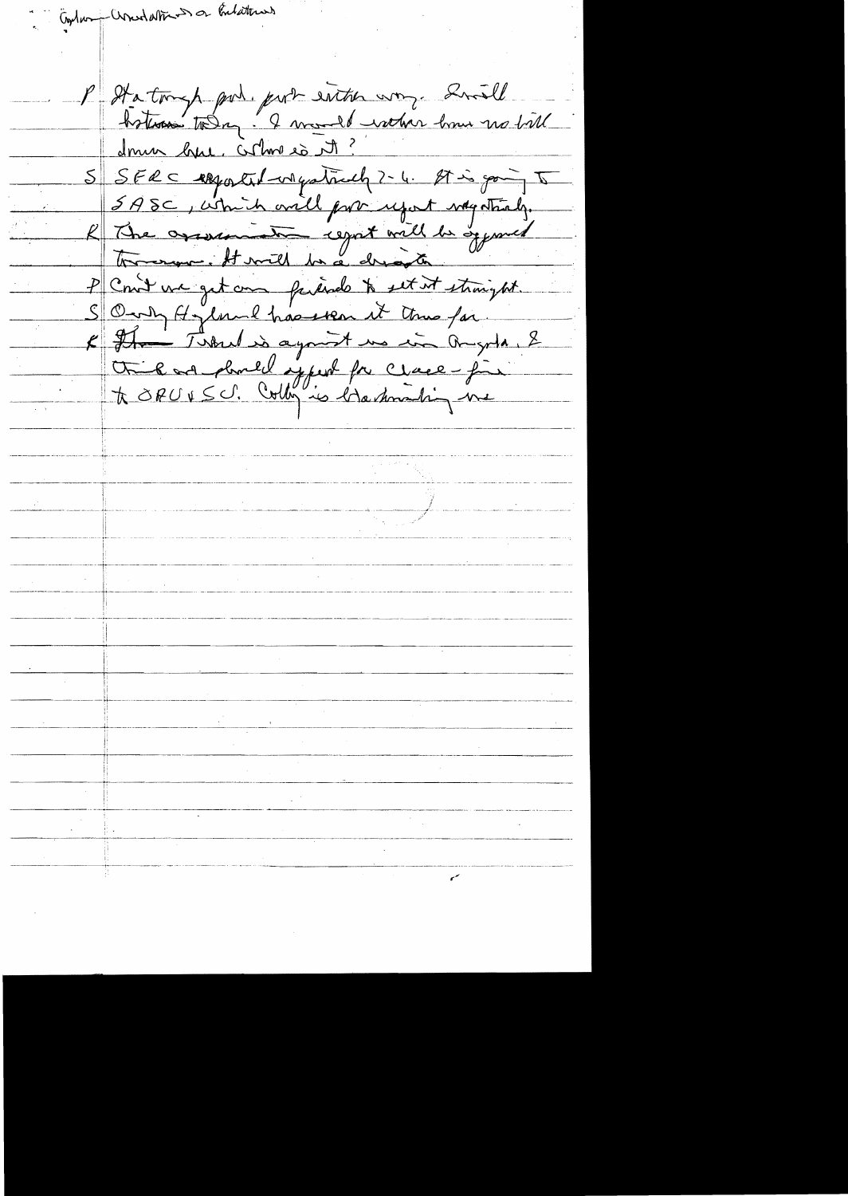Cyprus – Consultations on Relations

P It a tough pod, part either way. Small historian today. I would rather have no bill drawn here. Where is it?

S SFRC reported negatively 7-4. It is going to SASC, which will probably report negatively.

R The assassination report will be approved tomorrow. It will be a disaster.

P Can't we get our friends to set it straight.

S Only Hyland has seen it thus far.

K The Tunnel is against us in Angola. I think we should appeal for Clark – fix to ORU & SC. Colby is blackmailing me.